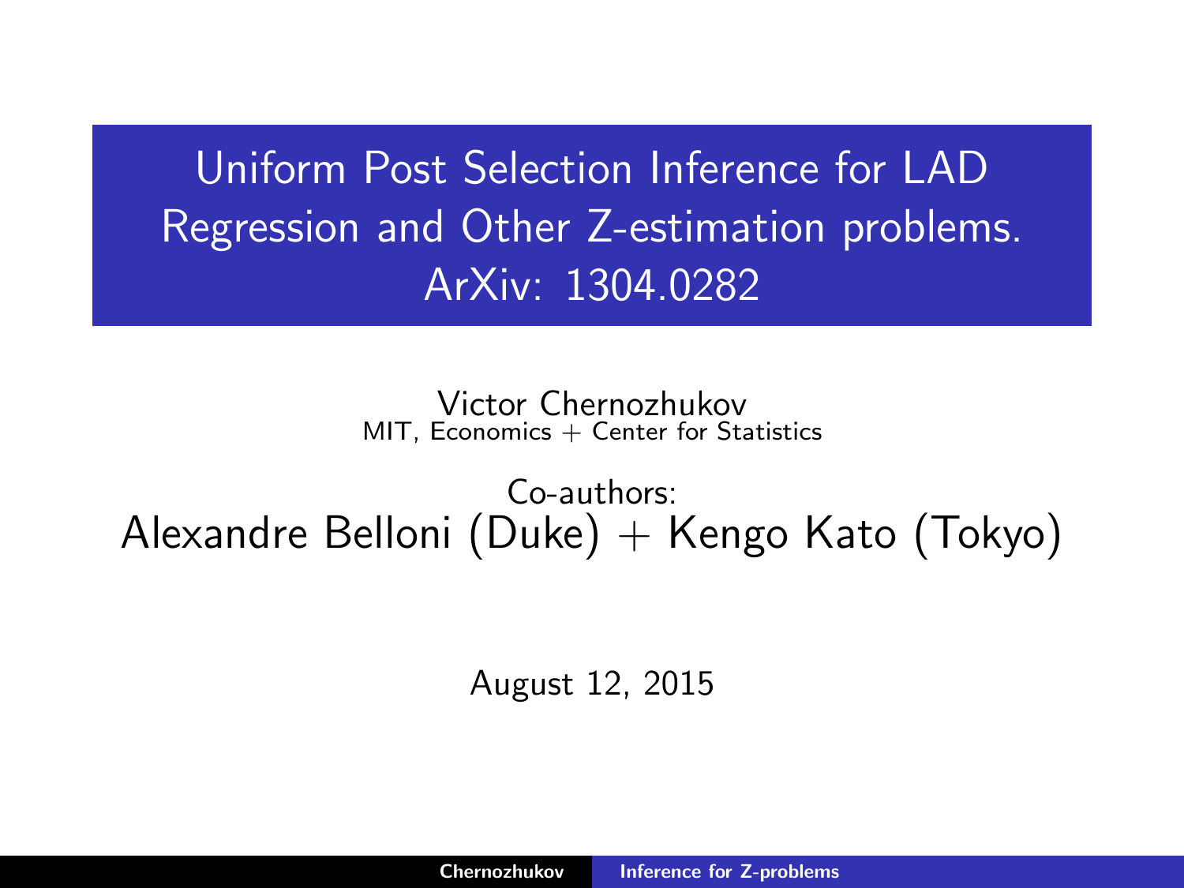# Uniform Post Selection Inference for LAD Regression and Other Z-estimation problems. ArXiv: 1304.0282

Victor Chernozhukov
MIT, Economics + Center for Statistics

Co-authors:
Alexandre Belloni (Duke) + Kengo Kato (Tokyo)

August 12, 2015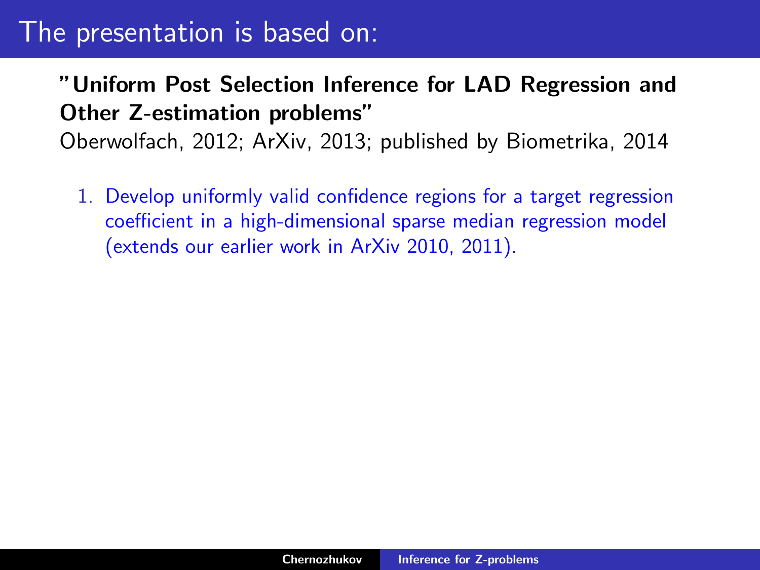# The presentation is based on:

**"Uniform Post Selection Inference for LAD Regression and Other Z-estimation problems"**

Oberwolfach, 2012; ArXiv, 2013; published by Biometrika, 2014

1. Develop uniformly valid confidence regions for a target regression coefficient in a high-dimensional sparse median regression model (extends our earlier work in ArXiv 2010, 2011).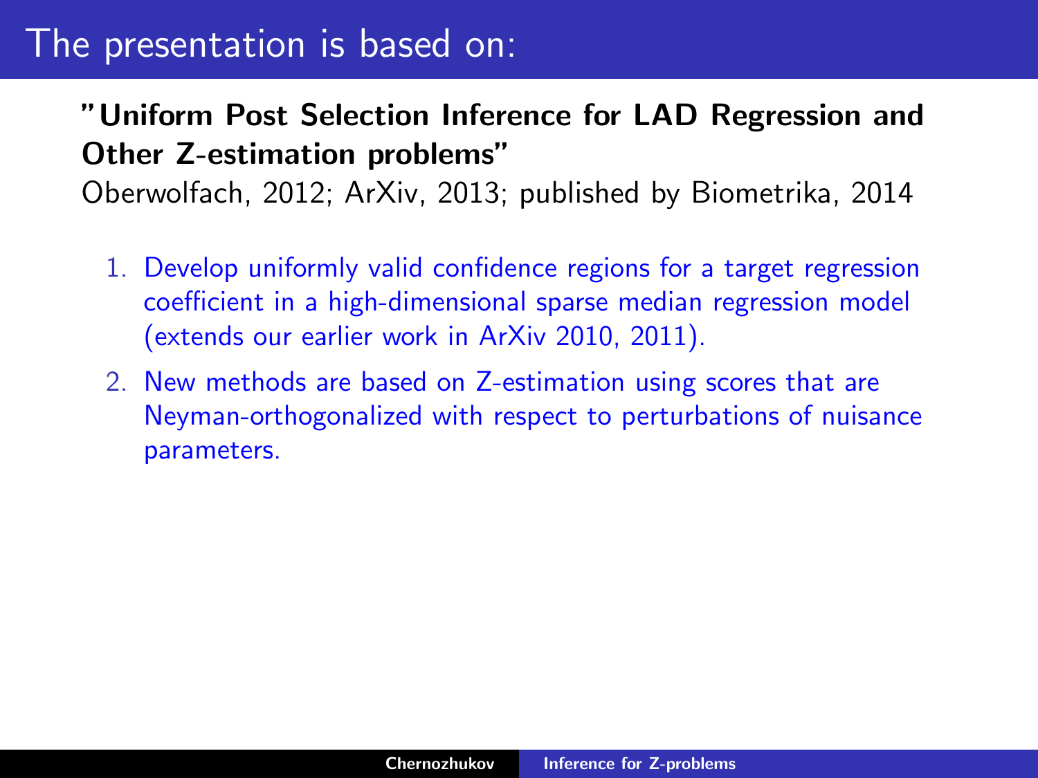# The presentation is based on:

**"Uniform Post Selection Inference for LAD Regression and Other Z-estimation problems"**

Oberwolfach, 2012; ArXiv, 2013; published by Biometrika, 2014

1. Develop uniformly valid confidence regions for a target regression coefficient in a high-dimensional sparse median regression model (extends our earlier work in ArXiv 2010, 2011).
2. New methods are based on Z-estimation using scores that are Neyman-orthogonalized with respect to perturbations of nuisance parameters.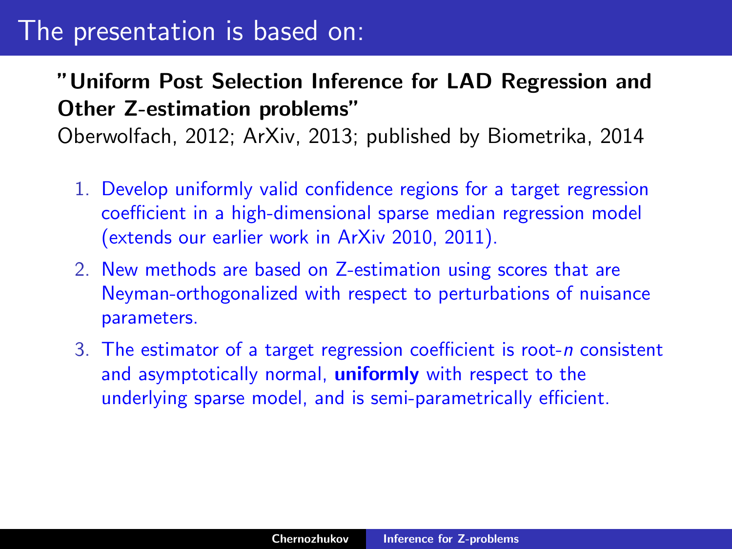# The presentation is based on:

**"Uniform Post Selection Inference for LAD Regression and Other Z-estimation problems"**

Oberwolfach, 2012; ArXiv, 2013; published by Biometrika, 2014

1. Develop uniformly valid confidence regions for a target regression coefficient in a high-dimensional sparse median regression model (extends our earlier work in ArXiv 2010, 2011).
2. New methods are based on Z-estimation using scores that are Neyman-orthogonalized with respect to perturbations of nuisance parameters.
3. The estimator of a target regression coefficient is root-$n$ consistent and asymptotically normal, **uniformly** with respect to the underlying sparse model, and is semi-parametrically efficient.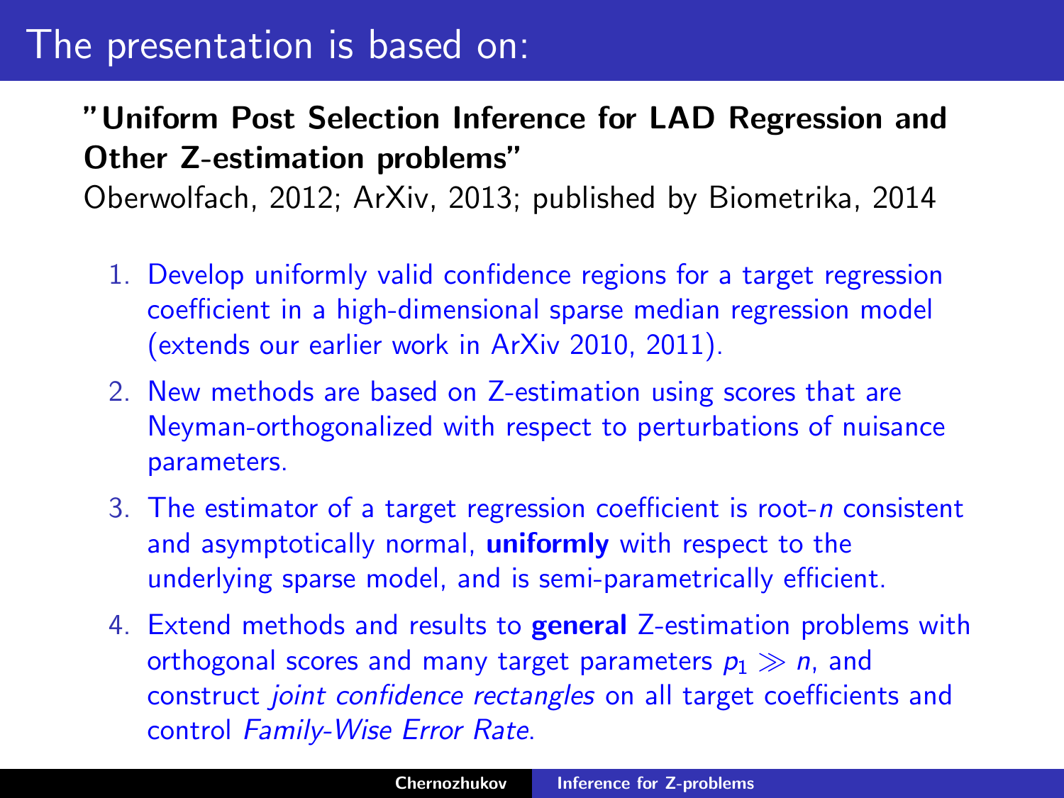# The presentation is based on:

**"Uniform Post Selection Inference for LAD Regression and Other Z-estimation problems"**

Oberwolfach, 2012; ArXiv, 2013; published by Biometrika, 2014

1. Develop uniformly valid confidence regions for a target regression coefficient in a high-dimensional sparse median regression model (extends our earlier work in ArXiv 2010, 2011).
2. New methods are based on Z-estimation using scores that are Neyman-orthogonalized with respect to perturbations of nuisance parameters.
3. The estimator of a target regression coefficient is root-$n$ consistent and asymptotically normal, **uniformly** with respect to the underlying sparse model, and is semi-parametrically efficient.
4. Extend methods and results to **general** Z-estimation problems with orthogonal scores and many target parameters $p_1 \gg n$, and construct *joint confidence rectangles* on all target coefficients and control *Family-Wise Error Rate*.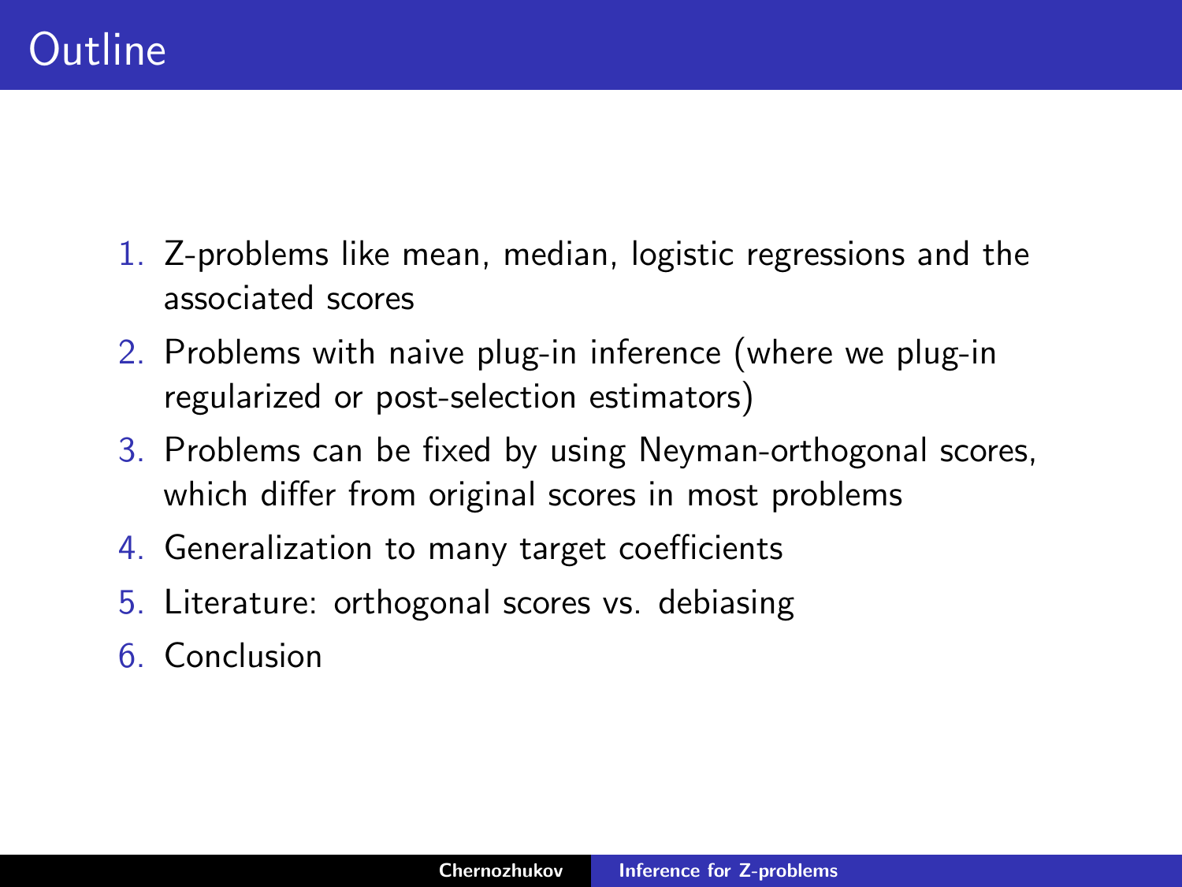# Outline

1. Z-problems like mean, median, logistic regressions and the associated scores
2. Problems with naive plug-in inference (where we plug-in regularized or post-selection estimators)
3. Problems can be fixed by using Neyman-orthogonal scores, which differ from original scores in most problems
4. Generalization to many target coefficients
5. Literature: orthogonal scores vs. debiasing
6. Conclusion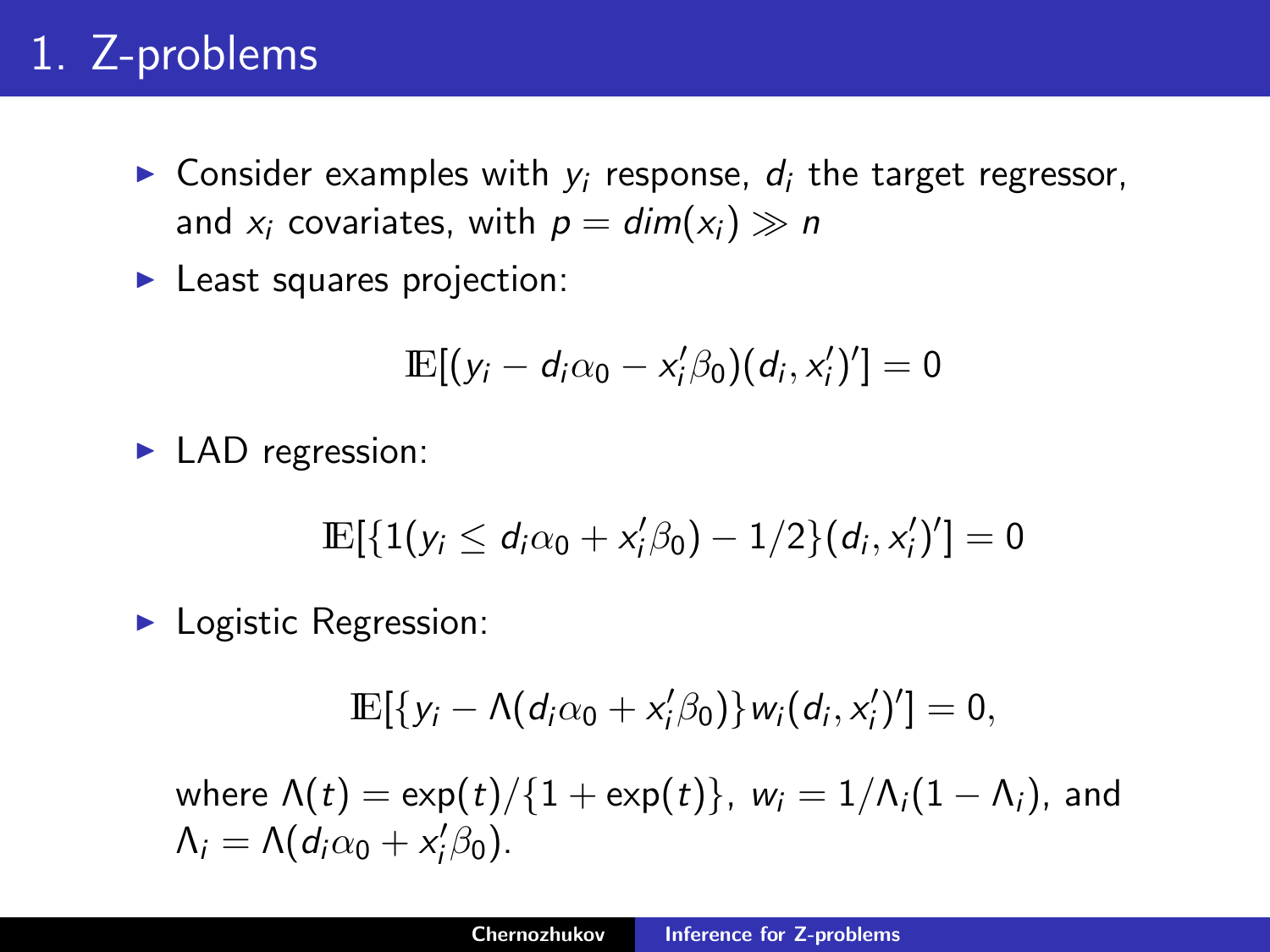# 1. Z-problems

- Consider examples with $y_i$ response, $d_i$ the target regressor, and $x_i$ covariates, with $p = dim(x_i) \gg n$
- Least squares projection:

$$\mathbb{E}[(y_i - d_i\alpha_0 - x_i'\beta_0)(d_i, x_i')'] = 0$$

- LAD regression:

$$\mathbb{E}[\{1(y_i \leq d_i\alpha_0 + x_i'\beta_0) - 1/2\}(d_i, x_i')'] = 0$$

- Logistic Regression:

$$\mathbb{E}[\{y_i - \Lambda(d_i\alpha_0 + x_i'\beta_0)\}w_i(d_i, x_i')'] = 0,$$

  where $\Lambda(t) = \exp(t)/\{1 + \exp(t)\}$, $w_i = 1/\Lambda_i(1 - \Lambda_i)$, and $\Lambda_i = \Lambda(d_i\alpha_0 + x_i'\beta_0)$.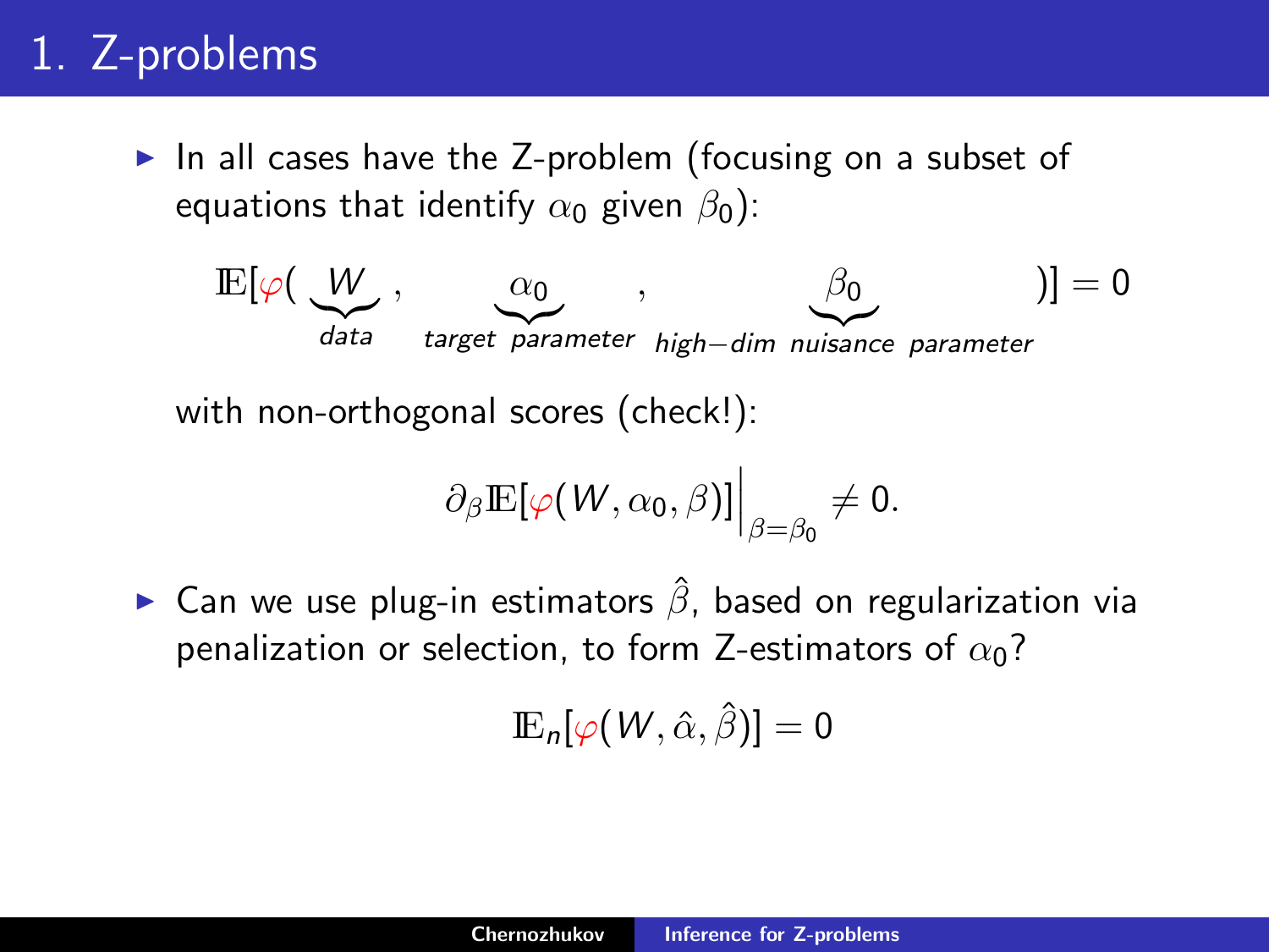# 1. Z-problems

- In all cases have the Z-problem (focusing on a subset of equations that identify $\alpha_0$ given $\beta_0$):

$$\mathbb{E}[\varphi(\underbrace{W}_{data}, \underbrace{\alpha_0}_{target\ parameter}, \underbrace{\beta_0}_{high-dim\ nuisance\ parameter})] = 0$$

  with non-orthogonal scores (check!):

$$\partial_\beta \mathbb{E}[\varphi(W, \alpha_0, \beta)]\Big|_{\beta=\beta_0} \neq 0.$$

- Can we use plug-in estimators $\hat{\beta}$, based on regularization via penalization or selection, to form Z-estimators of $\alpha_0$?

$$\mathbb{E}_n[\varphi(W, \hat{\alpha}, \hat{\beta})] = 0$$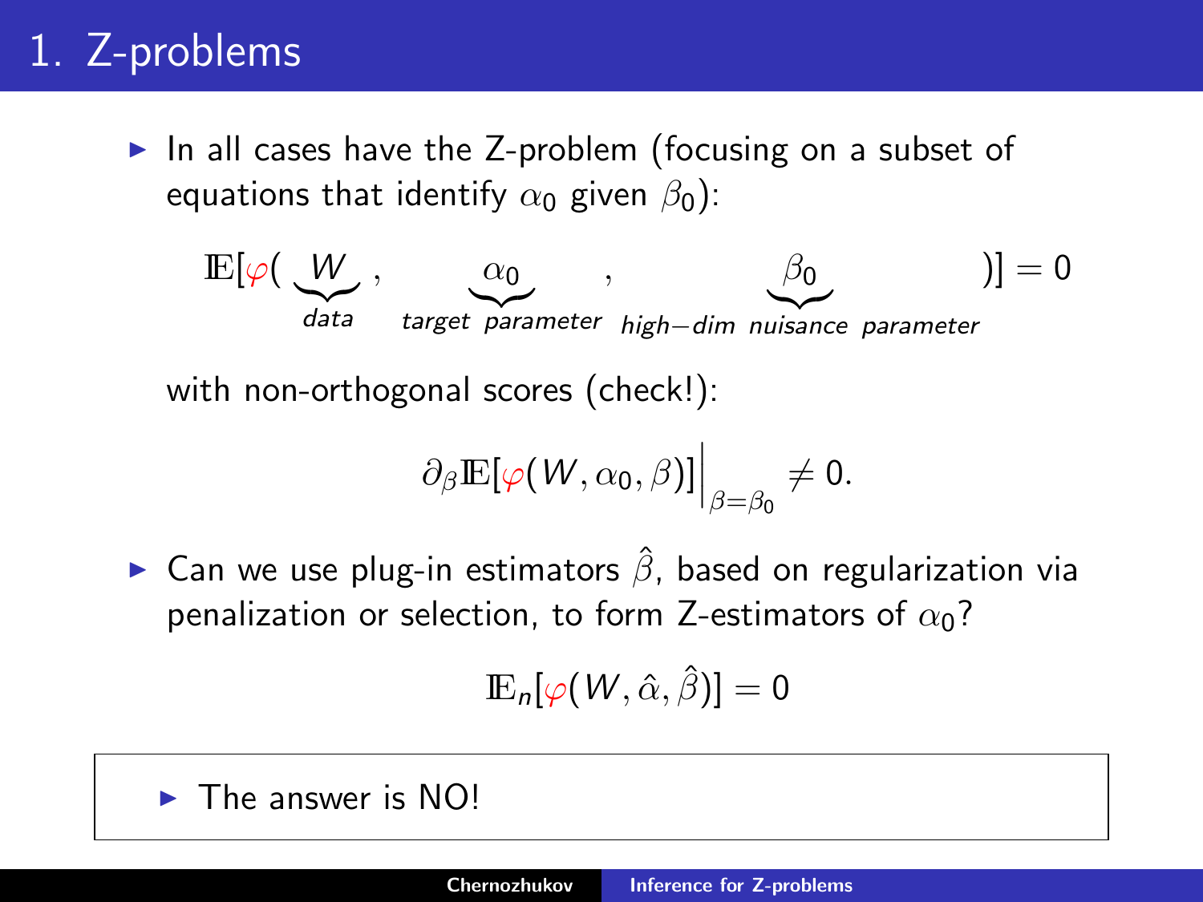# 1. Z-problems

- In all cases have the Z-problem (focusing on a subset of equations that identify $\alpha_0$ given $\beta_0$):

$$\mathbb{E}[\varphi(\underbrace{W}_{data}, \underbrace{\alpha_0}_{target\ parameter}, \underbrace{\beta_0}_{high-dim\ nuisance\ parameter})] = 0$$

  with non-orthogonal scores (check!):

$$\partial_\beta \mathbb{E}[\varphi(W, \alpha_0, \beta)]\Big|_{\beta=\beta_0} \neq 0.$$

- Can we use plug-in estimators $\hat{\beta}$, based on regularization via penalization or selection, to form Z-estimators of $\alpha_0$?

$$\mathbb{E}_n[\varphi(W, \hat{\alpha}, \hat{\beta})] = 0$$

- The answer is NO!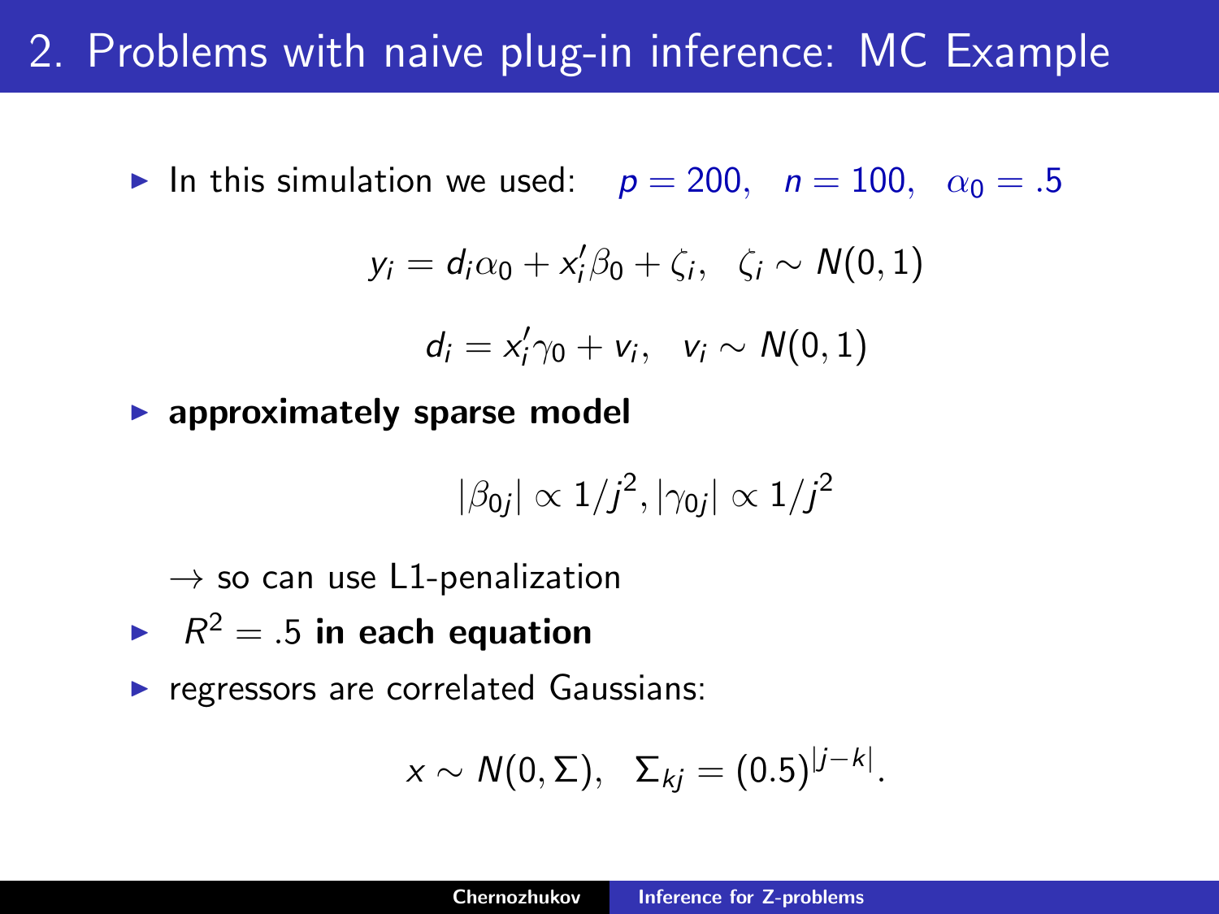# 2. Problems with naive plug-in inference: MC Example

- In this simulation we used: $p = 200, \quad n = 100, \quad \alpha_0 = .5$

$$y_i = d_i \alpha_0 + x_i' \beta_0 + \zeta_i, \quad \zeta_i \sim N(0,1)$$

$$d_i = x_i' \gamma_0 + v_i, \quad v_i \sim N(0,1)$$

- **approximately sparse model**

$$|\beta_{0j}| \propto 1/j^2, |\gamma_{0j}| \propto 1/j^2$$

  $\rightarrow$ so can use L1-penalization

- $R^2 = .5$ **in each equation**
- regressors are correlated Gaussians:

$$x \sim N(0, \Sigma), \quad \Sigma_{kj} = (0.5)^{|j-k|}.$$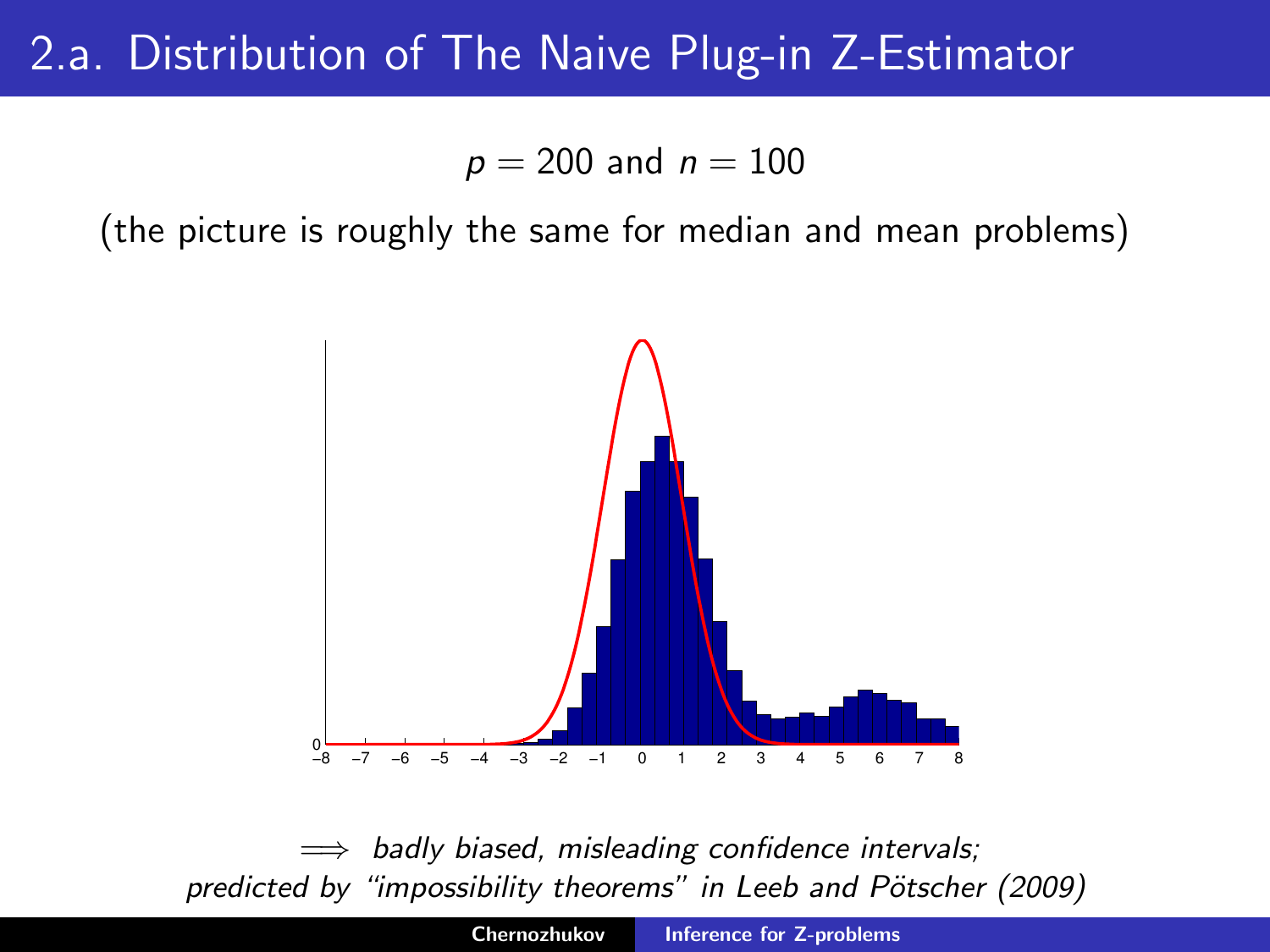# 2.a. Distribution of The Naive Plug-in Z-Estimator

$p = 200$ and $n = 100$

(the picture is roughly the same for median and mean problems)

$\Longrightarrow$ *badly biased, misleading confidence intervals; predicted by "impossibility theorems" in Leeb and Pötscher (2009)*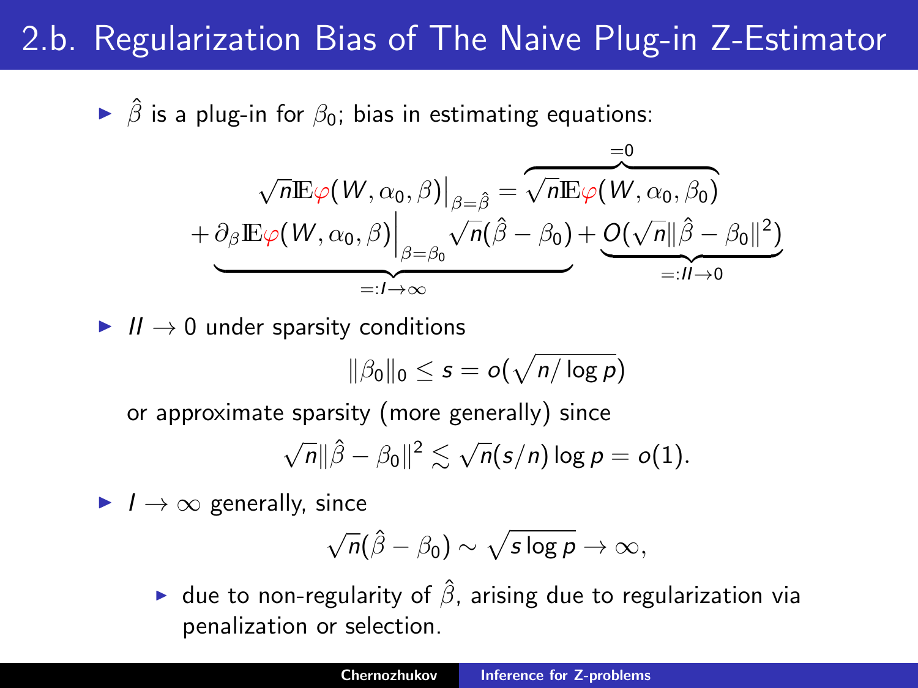# 2.b. Regularization Bias of The Naive Plug-in Z-Estimator

- $\hat{\beta}$ is a plug-in for $\beta_0$; bias in estimating equations:

$$
\sqrt{n}\mathbb{E}\varphi(W, \alpha_0, \beta)\big|_{\beta=\hat{\beta}} = \overbrace{\sqrt{n}\mathbb{E}\varphi(W, \alpha_0, \beta_0)}^{=0}
$$

$$
+ \underbrace{\partial_\beta \mathbb{E}\varphi(W, \alpha_0, \beta)\Big|_{\beta=\beta_0} \sqrt{n}(\hat{\beta} - \beta_0)}_{=:I \to \infty} + \underbrace{O(\sqrt{n}\|\hat{\beta} - \beta_0\|^2)}_{=:II \to 0}
$$

- $II \to 0$ under sparsity conditions

$$
\|\beta_0\|_0 \leq s = o(\sqrt{n/\log p})
$$

or approximate sparsity (more generally) since

$$
\sqrt{n}\|\hat{\beta} - \beta_0\|^2 \lesssim \sqrt{n}(s/n)\log p = o(1).
$$

- $I \to \infty$ generally, since

$$
\sqrt{n}(\hat{\beta} - \beta_0) \sim \sqrt{s \log p} \to \infty,
$$

  - due to non-regularity of $\hat{\beta}$, arising due to regularization via penalization or selection.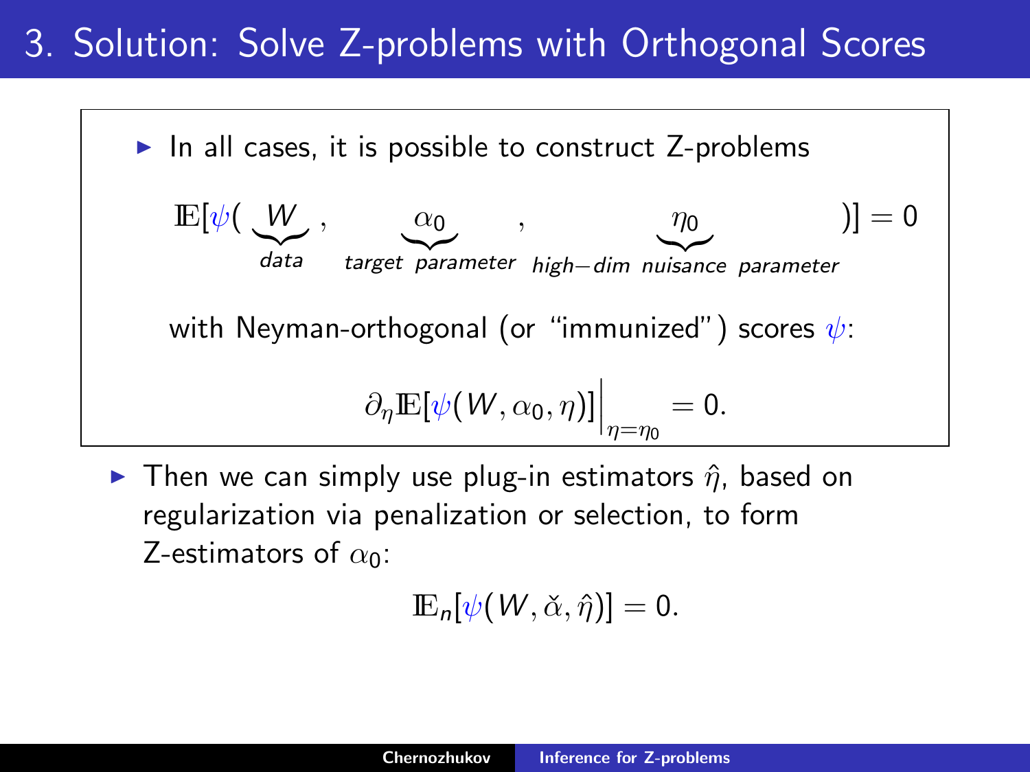# 3. Solution: Solve Z-problems with Orthogonal Scores

- In all cases, it is possible to construct Z-problems

$$\mathbb{E}[\psi(\underbrace{W}_{data}, \underbrace{\alpha_0}_{target\ parameter}, \underbrace{\eta_0}_{high-dim\ nuisance\ parameter})] = 0$$

with Neyman-orthogonal (or "immunized") scores $\psi$:

$$\partial_\eta \mathbb{E}[\psi(W, \alpha_0, \eta)]\Big|_{\eta=\eta_0} = 0.$$

- Then we can simply use plug-in estimators $\hat{\eta}$, based on regularization via penalization or selection, to form Z-estimators of $\alpha_0$:

$$\mathbb{E}_n[\psi(W, \check{\alpha}, \hat{\eta})] = 0.$$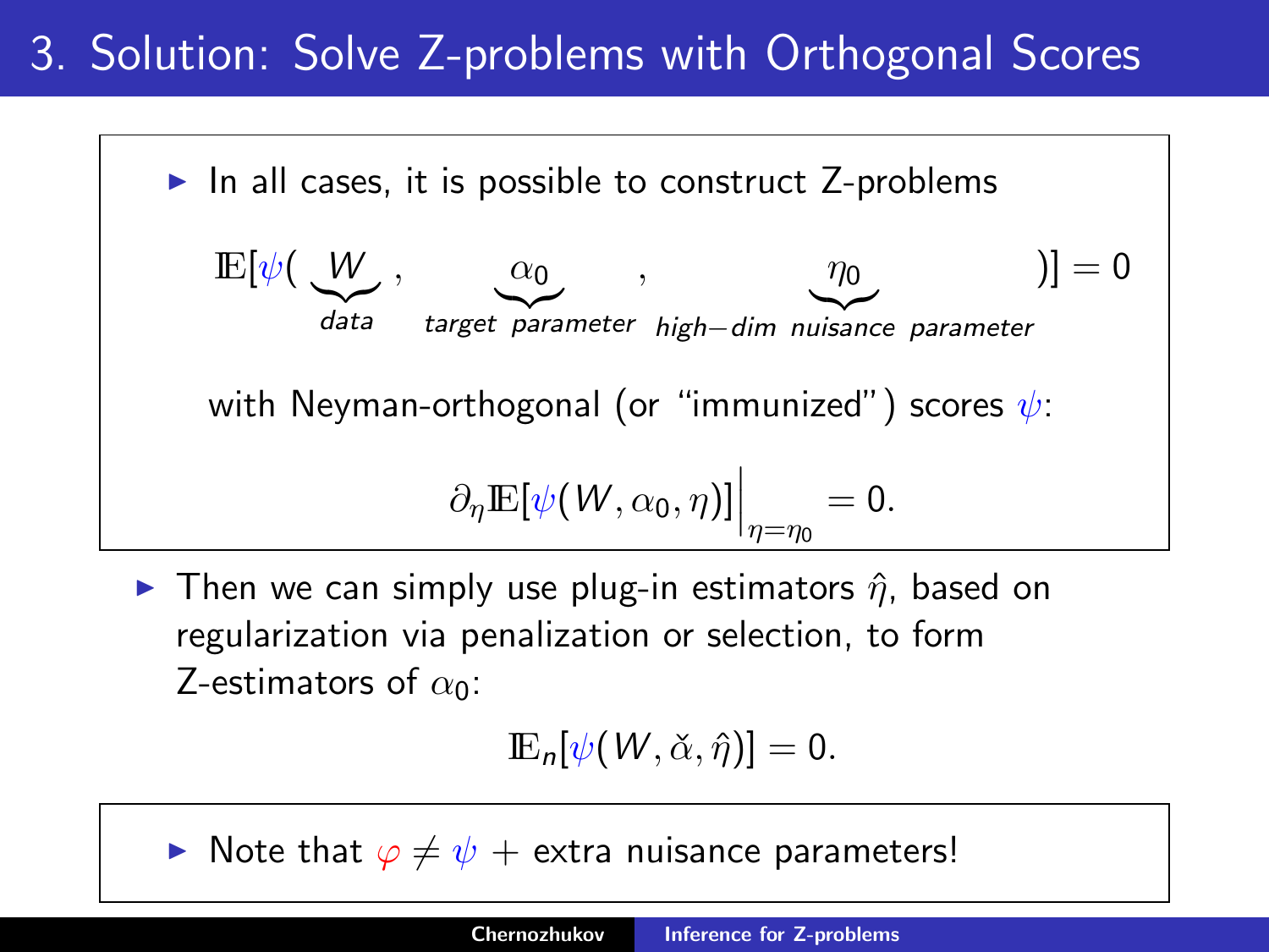# 3. Solution: Solve Z-problems with Orthogonal Scores

- In all cases, it is possible to construct Z-problems

$$\mathrm{E}[\psi(\underbrace{W}_{data}, \underbrace{\alpha_0}_{target\ parameter}, \underbrace{\eta_0}_{high-dim\ nuisance\ parameter})] = 0$$

with Neyman-orthogonal (or "immunized") scores $\psi$:

$$\partial_\eta \mathrm{E}[\psi(W, \alpha_0, \eta)]\Big|_{\eta=\eta_0} = 0.$$

- Then we can simply use plug-in estimators $\hat{\eta}$, based on regularization via penalization or selection, to form Z-estimators of $\alpha_0$:

$$\mathrm{E}_n[\psi(W, \check{\alpha}, \hat{\eta})] = 0.$$

- Note that $\varphi \neq \psi$ + extra nuisance parameters!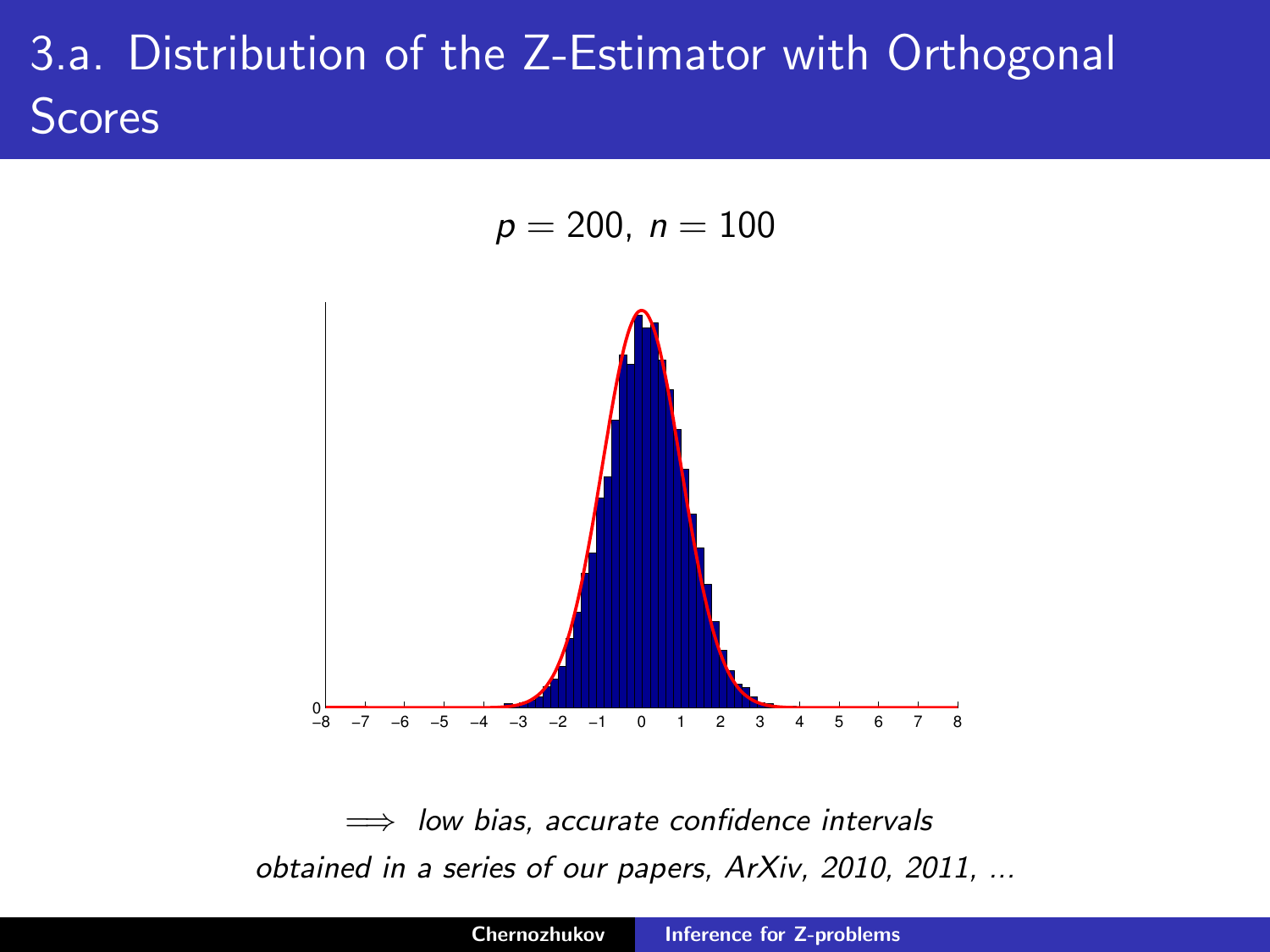# 3.a. Distribution of the Z-Estimator with Orthogonal Scores

$p = 200$, $n = 100$

$\Longrightarrow$ *low bias, accurate confidence intervals*

*obtained in a series of our papers, ArXiv, 2010, 2011, ...*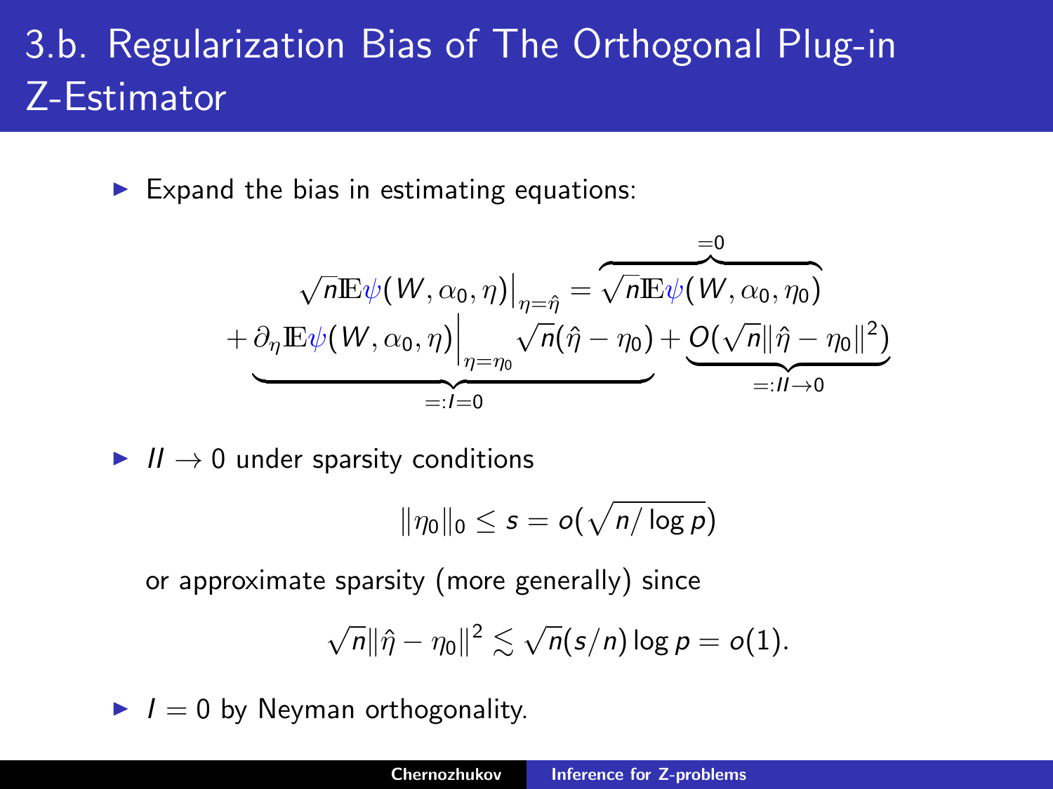# 3.b. Regularization Bias of The Orthogonal Plug-in Z-Estimator

- Expand the bias in estimating equations:

$$\sqrt{n}\mathbb{E}\psi(W,\alpha_0,\eta)\big|_{\eta=\hat{\eta}} = \overbrace{\sqrt{n}\mathbb{E}\psi(W,\alpha_0,\eta_0)}^{=0}$$
$$+ \underbrace{\partial_\eta \mathbb{E}\psi(W,\alpha_0,\eta)\Big|_{\eta=\eta_0}\sqrt{n}(\hat{\eta}-\eta_0)}_{=:I=0} + \underbrace{O(\sqrt{n}\|\hat{\eta}-\eta_0\|^2)}_{=:II\to 0}$$

- $II \to 0$ under sparsity conditions

$$\|\eta_0\|_0 \le s = o(\sqrt{n/\log p})$$

or approximate sparsity (more generally) since

$$\sqrt{n}\|\hat{\eta}-\eta_0\|^2 \lesssim \sqrt{n}(s/n)\log p = o(1).$$

- $I = 0$ by Neyman orthogonality.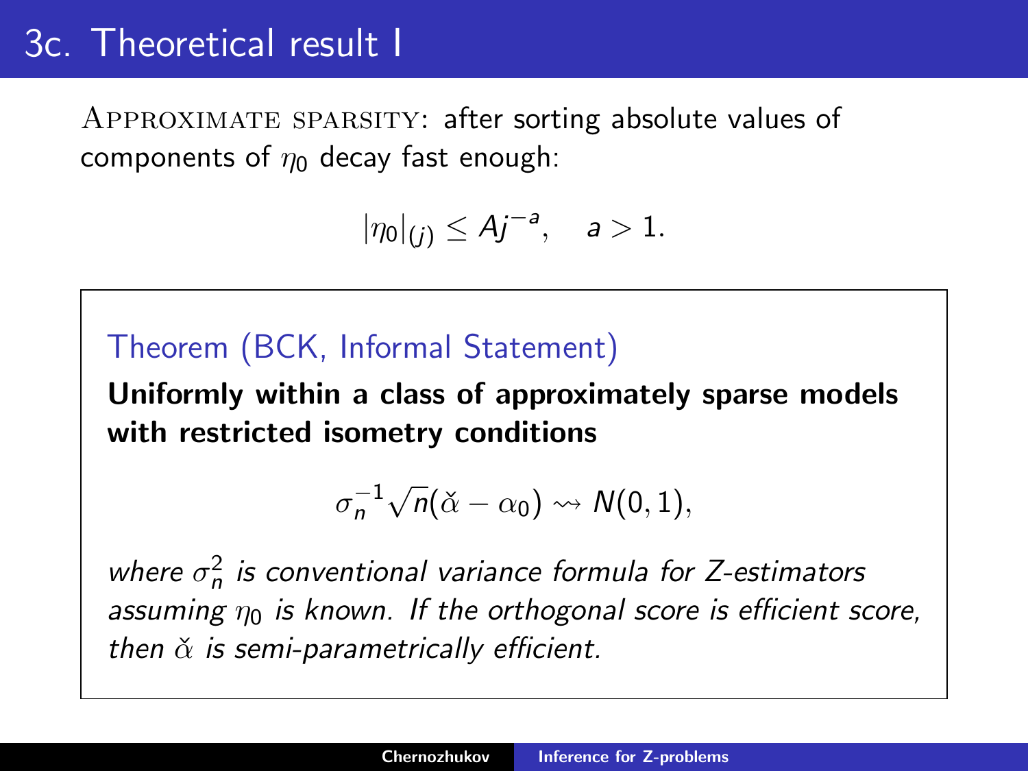# 3c. Theoretical result I

APPROXIMATE SPARSITY: after sorting absolute values of components of $\eta_0$ decay fast enough:

$$|\eta_0|_{(j)} \leq A j^{-a}, \quad a > 1.$$

Theorem (BCK, Informal Statement)

**Uniformly within a class of approximately sparse models with restricted isometry conditions**

$$\sigma_n^{-1} \sqrt{n} (\check{\alpha} - \alpha_0) \rightsquigarrow N(0, 1),$$

*where $\sigma_n^2$ is conventional variance formula for Z-estimators assuming $\eta_0$ is known. If the orthogonal score is efficient score, then $\check{\alpha}$ is semi-parametrically efficient.*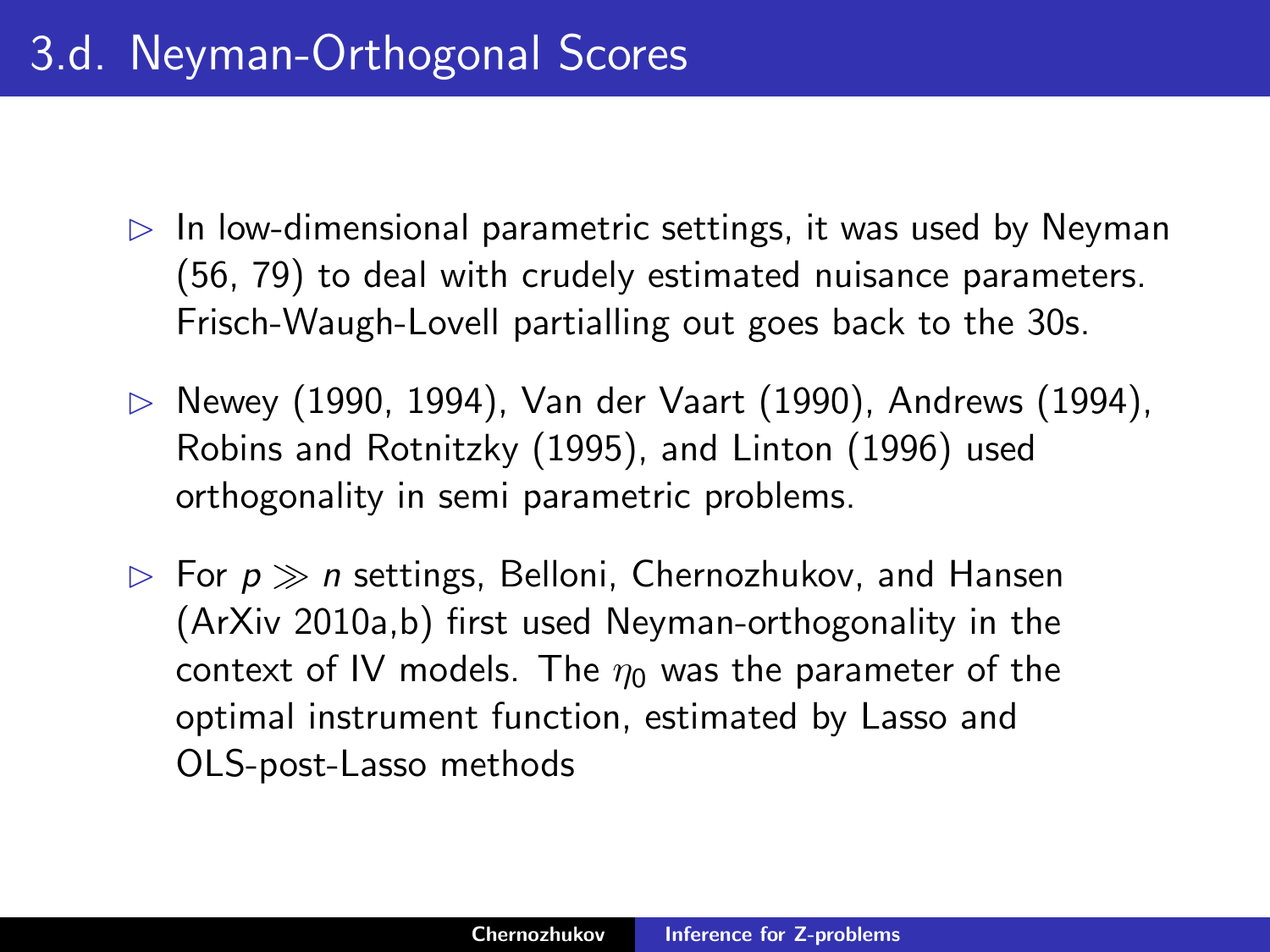# 3.d. Neyman-Orthogonal Scores

- In low-dimensional parametric settings, it was used by Neyman (56, 79) to deal with crudely estimated nuisance parameters. Frisch-Waugh-Lovell partialling out goes back to the 30s.
- Newey (1990, 1994), Van der Vaart (1990), Andrews (1994), Robins and Rotnitzky (1995), and Linton (1996) used orthogonality in semi parametric problems.
- For $p \gg n$ settings, Belloni, Chernozhukov, and Hansen (ArXiv 2010a,b) first used Neyman-orthogonality in the context of IV models. The $\eta_0$ was the parameter of the optimal instrument function, estimated by Lasso and OLS-post-Lasso methods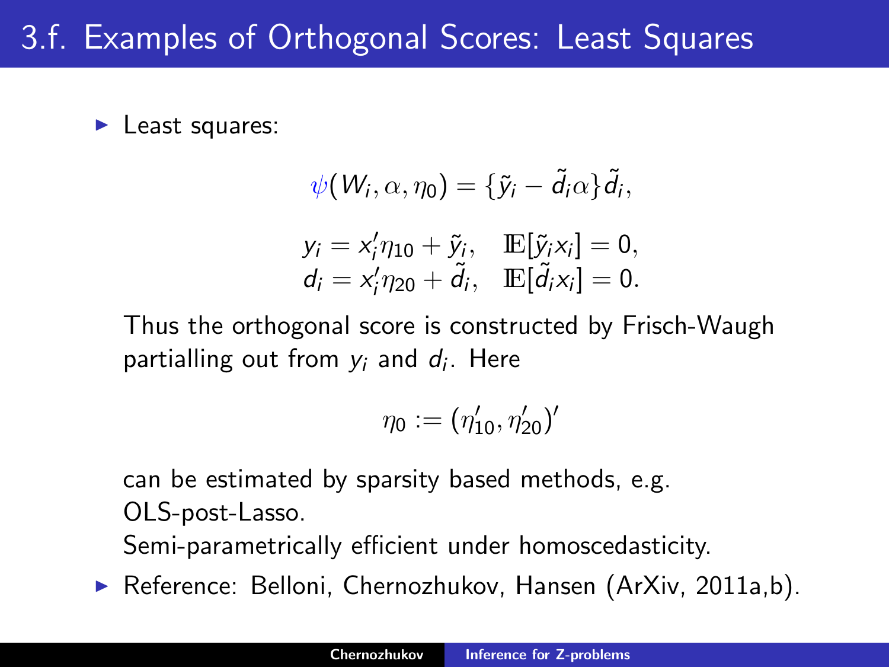# 3.f. Examples of Orthogonal Scores: Least Squares

- Least squares:

$$\psi(W_i, \alpha, \eta_0) = \{\tilde{y}_i - \tilde{d}_i \alpha\} \tilde{d}_i,$$

$$\begin{aligned} y_i &= x_i' \eta_{10} + \tilde{y}_i, \quad \mathbb{E}[\tilde{y}_i x_i] = 0, \\ d_i &= x_i' \eta_{20} + \tilde{d}_i, \quad \mathbb{E}[\tilde{d}_i x_i] = 0. \end{aligned}$$

  Thus the orthogonal score is constructed by Frisch-Waugh partialling out from $y_i$ and $d_i$. Here

$$\eta_0 := (\eta_{10}', \eta_{20}')'$$

  can be estimated by sparsity based methods, e.g. OLS-post-Lasso.
  Semi-parametrically efficient under homoscedasticity.

- Reference: Belloni, Chernozhukov, Hansen (ArXiv, 2011a,b).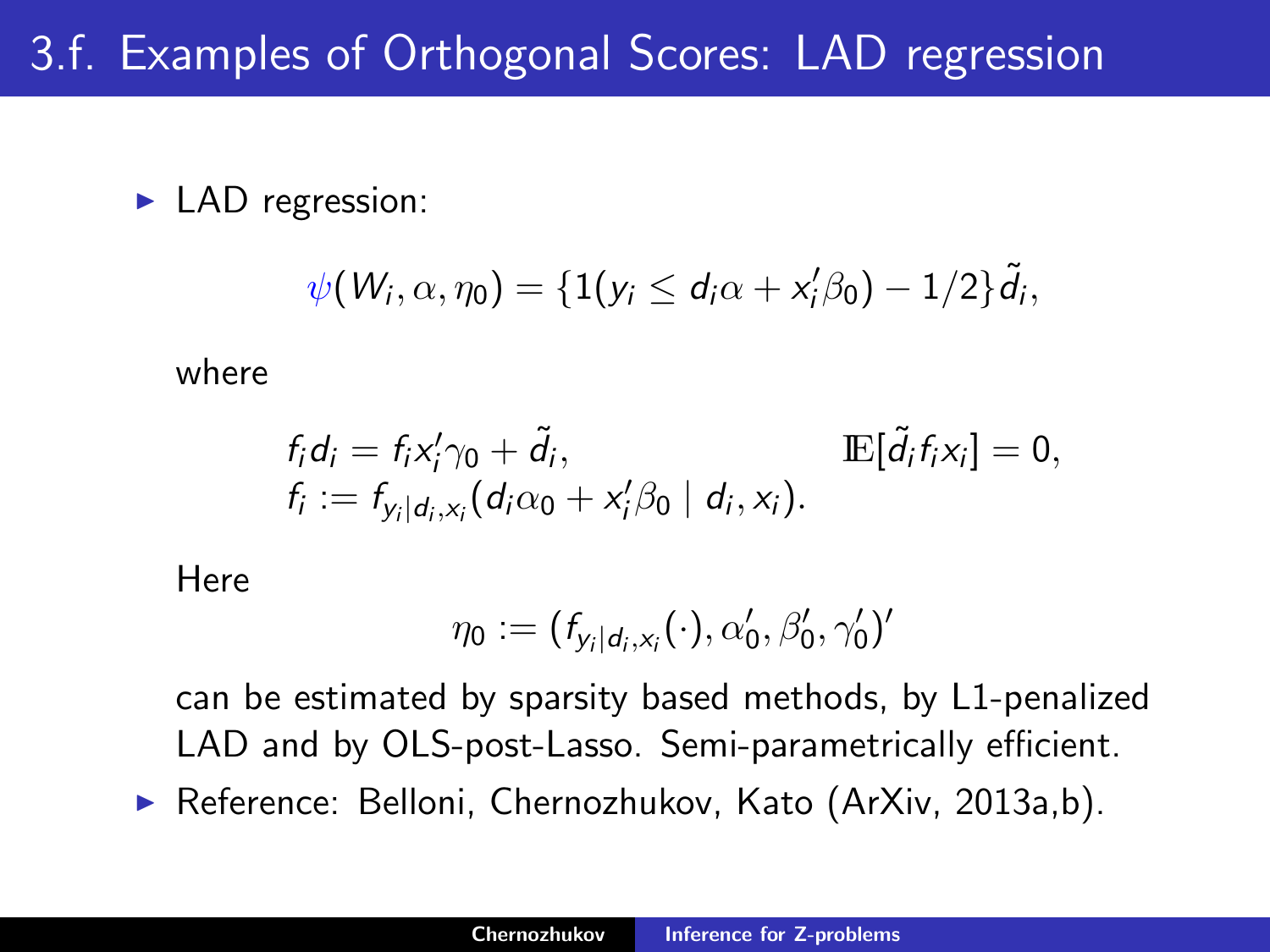# 3.f. Examples of Orthogonal Scores: LAD regression

- LAD regression:

$$\psi(W_i, \alpha, \eta_0) = \{1(y_i \leq d_i\alpha + x_i'\beta_0) - 1/2\}\tilde{d}_i,$$

where

$$f_i d_i = f_i x_i'\gamma_0 + \tilde{d}_i, \qquad \mathbb{E}[\tilde{d}_i f_i x_i] = 0,$$
$$f_i := f_{y_i|d_i,x_i}(d_i\alpha_0 + x_i'\beta_0 \mid d_i, x_i).$$

Here

$$\eta_0 := (f_{y_i|d_i,x_i}(\cdot), \alpha_0', \beta_0', \gamma_0')'$$

can be estimated by sparsity based methods, by L1-penalized LAD and by OLS-post-Lasso. Semi-parametrically efficient.

- Reference: Belloni, Chernozhukov, Kato (ArXiv, 2013a,b).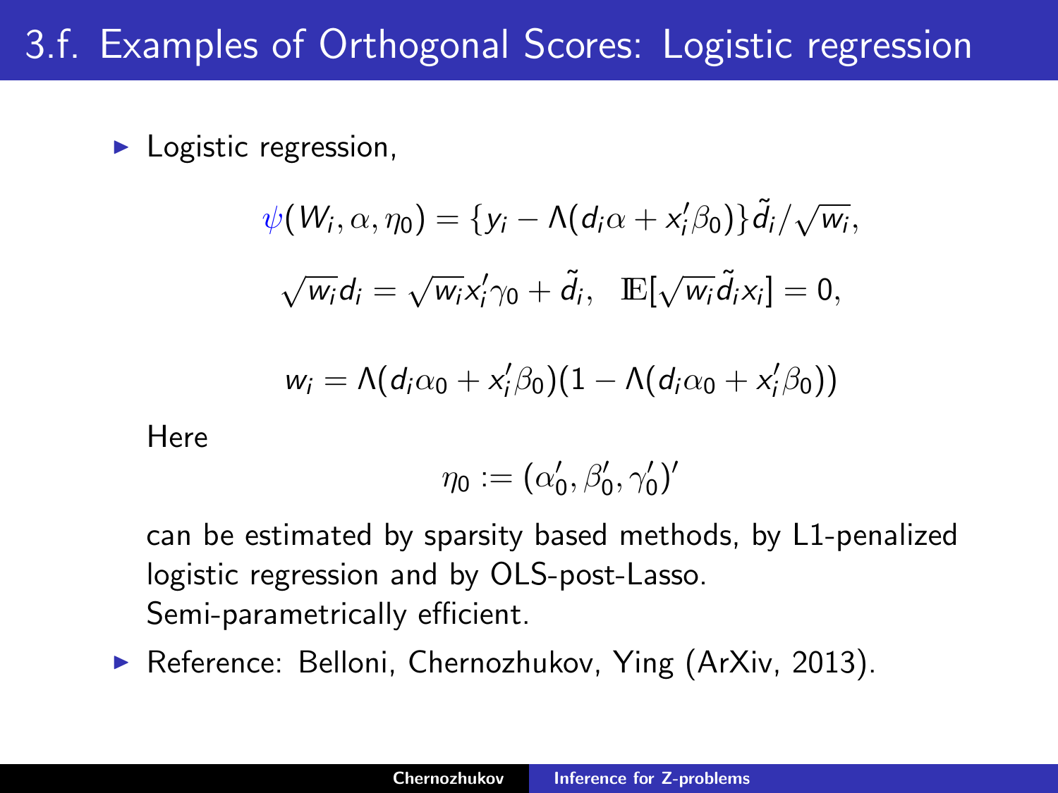# 3.f. Examples of Orthogonal Scores: Logistic regression

- Logistic regression,

$$\psi(W_i, \alpha, \eta_0) = \{y_i - \Lambda(d_i \alpha + x_i' \beta_0)\} \tilde{d}_i / \sqrt{w_i},$$

$$\sqrt{w_i} d_i = \sqrt{w_i} x_i' \gamma_0 + \tilde{d}_i, \quad \mathrm{E}[\sqrt{w_i} \tilde{d}_i x_i] = 0,$$

$$w_i = \Lambda(d_i \alpha_0 + x_i' \beta_0)(1 - \Lambda(d_i \alpha_0 + x_i' \beta_0))$$

  Here

$$\eta_0 := (\alpha_0', \beta_0', \gamma_0')'$$

  can be estimated by sparsity based methods, by L1-penalized logistic regression and by OLS-post-Lasso.
  Semi-parametrically efficient.

- Reference: Belloni, Chernozhukov, Ying (ArXiv, 2013).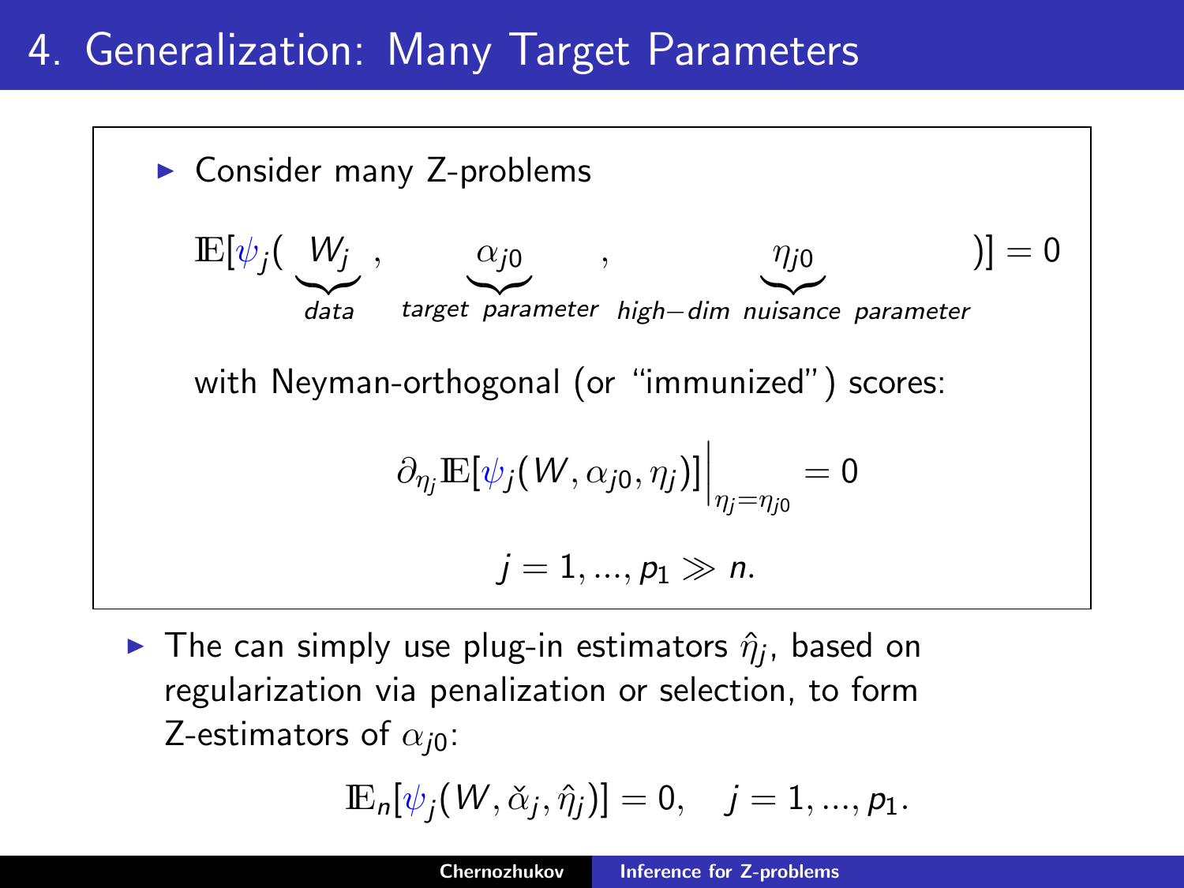# 4. Generalization: Many Target Parameters

- Consider many Z-problems

$$\mathbb{E}[\psi_j(\underbrace{W_j}_{data}, \underbrace{\alpha_{j0}}_{target\ parameter}, \underbrace{\eta_{j0}}_{high-dim\ nuisance\ parameter})] = 0$$

with Neyman-orthogonal (or "immunized") scores:

$$\partial_{\eta_j} \mathbb{E}[\psi_j(W, \alpha_{j0}, \eta_j)]\Big|_{\eta_j = \eta_{j0}} = 0$$

$$j = 1, ..., p_1 \gg n.$$

- The can simply use plug-in estimators $\hat{\eta}_j$, based on regularization via penalization or selection, to form Z-estimators of $\alpha_{j0}$:

$$\mathbb{E}_n[\psi_j(W, \check{\alpha}_j, \hat{\eta}_j)] = 0, \quad j = 1, ..., p_1.$$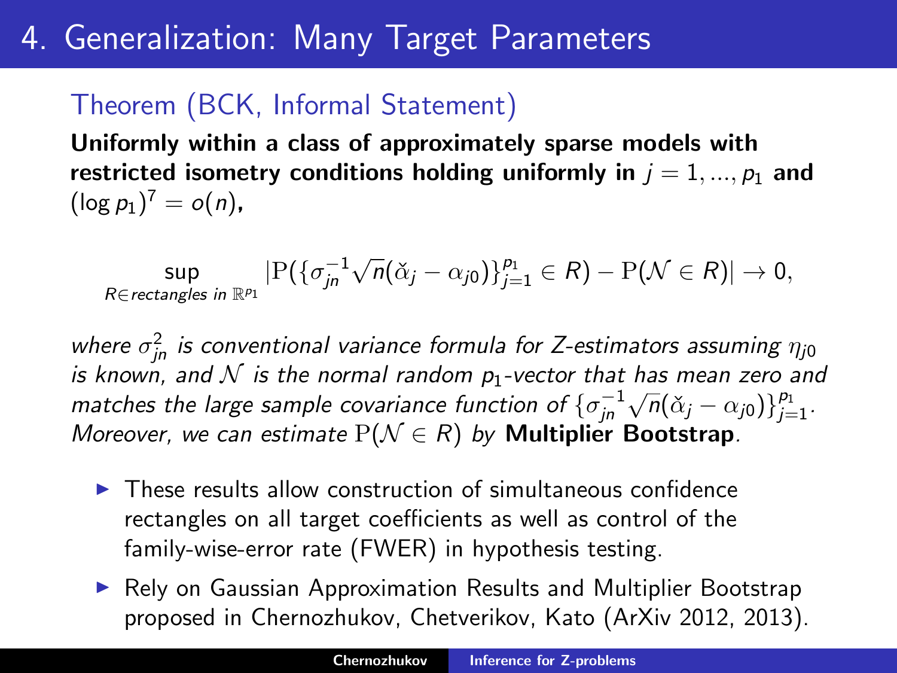# 4. Generalization: Many Target Parameters

## Theorem (BCK, Informal Statement)

**Uniformly within a class of approximately sparse models with restricted isometry conditions holding uniformly in $j = 1, ..., p_1$ and $(\log p_1)^7 = o(n)$,**

$$\sup_{R \in \text{rectangles in } \mathbb{R}^{p_1}} |\mathrm{P}(\{\sigma_{jn}^{-1}\sqrt{n}(\check{\alpha}_j - \alpha_{j0})\}_{j=1}^{p_1} \in R) - \mathrm{P}(\mathcal{N} \in R)| \to 0,$$

*where $\sigma_{jn}^2$ is conventional variance formula for Z-estimators assuming $\eta_{j0}$ is known, and $\mathcal{N}$ is the normal random $p_1$-vector that has mean zero and matches the large sample covariance function of $\{\sigma_{jn}^{-1}\sqrt{n}(\check{\alpha}_j - \alpha_{j0})\}_{j=1}^{p_1}$. Moreover, we can estimate $\mathrm{P}(\mathcal{N} \in R)$ by* **Multiplier Bootstrap***.*

- These results allow construction of simultaneous confidence rectangles on all target coefficients as well as control of the family-wise-error rate (FWER) in hypothesis testing.
- Rely on Gaussian Approximation Results and Multiplier Bootstrap proposed in Chernozhukov, Chetverikov, Kato (ArXiv 2012, 2013).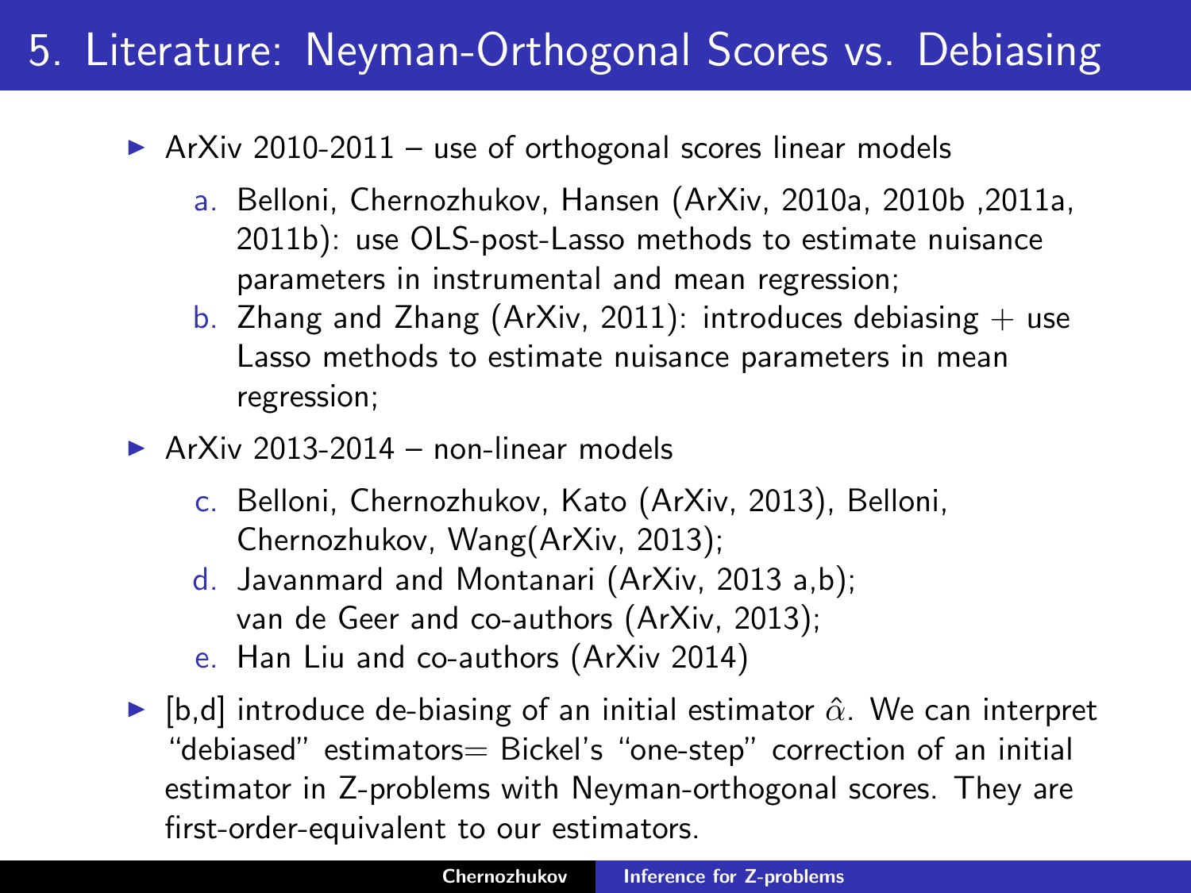# 5. Literature: Neyman-Orthogonal Scores vs. Debiasing

- ArXiv 2010-2011 – use of orthogonal scores linear models
  a. Belloni, Chernozhukov, Hansen (ArXiv, 2010a, 2010b ,2011a, 2011b): use OLS-post-Lasso methods to estimate nuisance parameters in instrumental and mean regression;
  b. Zhang and Zhang (ArXiv, 2011): introduces debiasing + use Lasso methods to estimate nuisance parameters in mean regression;
- ArXiv 2013-2014 – non-linear models
  c. Belloni, Chernozhukov, Kato (ArXiv, 2013), Belloni, Chernozhukov, Wang(ArXiv, 2013);
  d. Javanmard and Montanari (ArXiv, 2013 a,b); van de Geer and co-authors (ArXiv, 2013);
  e. Han Liu and co-authors (ArXiv 2014)
- [b,d] introduce de-biasing of an initial estimator $\hat{\alpha}$. We can interpret "debiased" estimators= Bickel's "one-step" correction of an initial estimator in Z-problems with Neyman-orthogonal scores. They are first-order-equivalent to our estimators.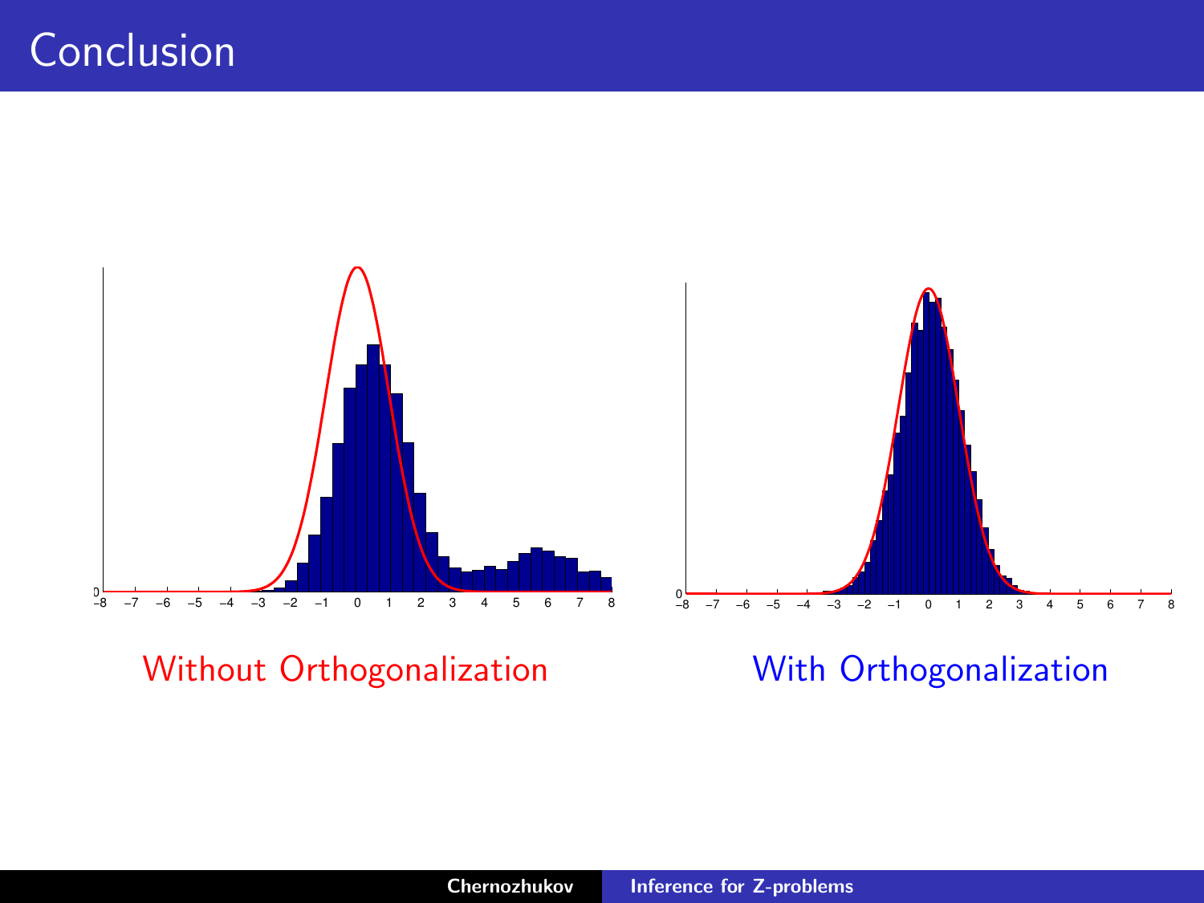# Conclusion

Without Orthogonalization

With Orthogonalization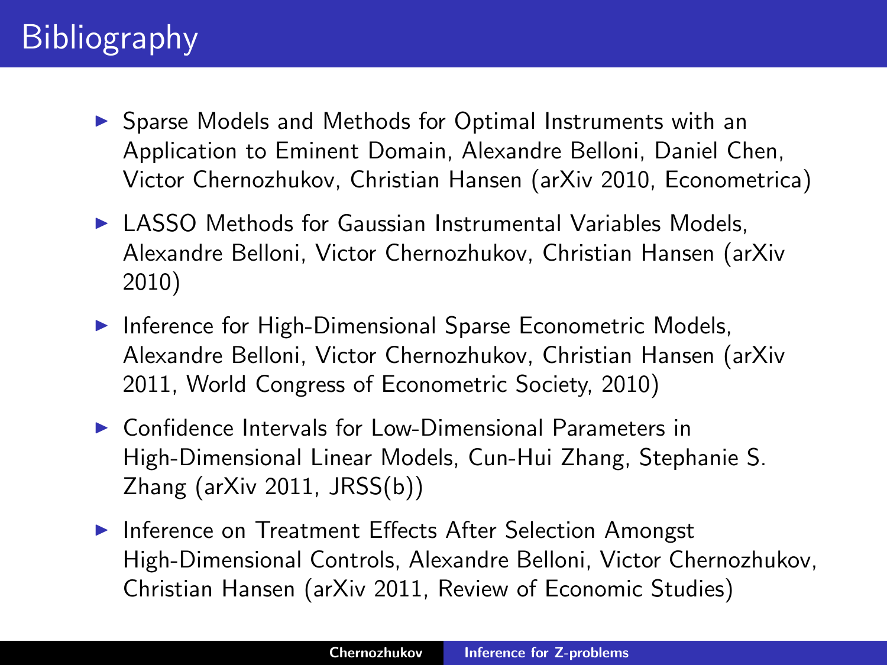# Bibliography

- Sparse Models and Methods for Optimal Instruments with an Application to Eminent Domain, Alexandre Belloni, Daniel Chen, Victor Chernozhukov, Christian Hansen (arXiv 2010, Econometrica)
- LASSO Methods for Gaussian Instrumental Variables Models, Alexandre Belloni, Victor Chernozhukov, Christian Hansen (arXiv 2010)
- Inference for High-Dimensional Sparse Econometric Models, Alexandre Belloni, Victor Chernozhukov, Christian Hansen (arXiv 2011, World Congress of Econometric Society, 2010)
- Confidence Intervals for Low-Dimensional Parameters in High-Dimensional Linear Models, Cun-Hui Zhang, Stephanie S. Zhang (arXiv 2011, JRSS(b))
- Inference on Treatment Effects After Selection Amongst High-Dimensional Controls, Alexandre Belloni, Victor Chernozhukov, Christian Hansen (arXiv 2011, Review of Economic Studies)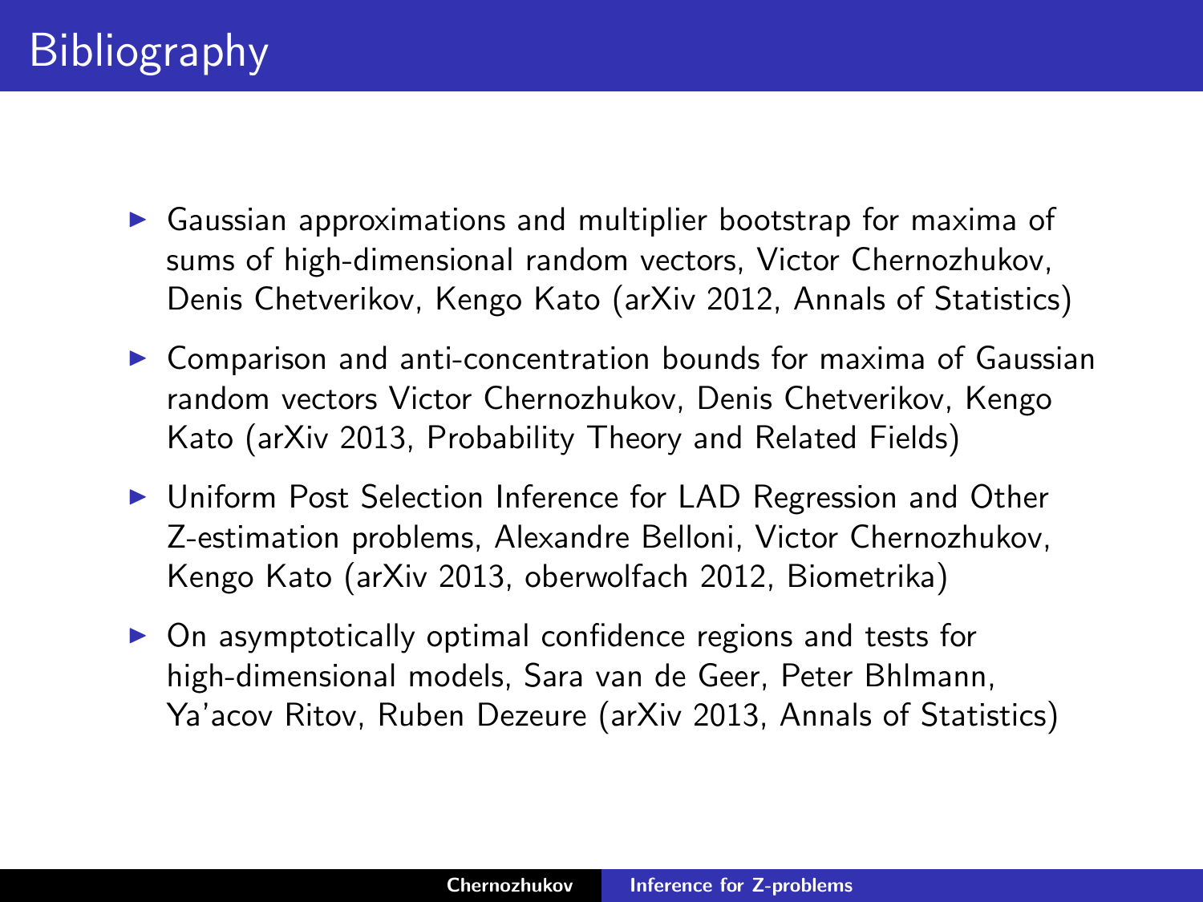# Bibliography

- Gaussian approximations and multiplier bootstrap for maxima of sums of high-dimensional random vectors, Victor Chernozhukov, Denis Chetverikov, Kengo Kato (arXiv 2012, Annals of Statistics)
- Comparison and anti-concentration bounds for maxima of Gaussian random vectors Victor Chernozhukov, Denis Chetverikov, Kengo Kato (arXiv 2013, Probability Theory and Related Fields)
- Uniform Post Selection Inference for LAD Regression and Other Z-estimation problems, Alexandre Belloni, Victor Chernozhukov, Kengo Kato (arXiv 2013, oberwolfach 2012, Biometrika)
- On asymptotically optimal confidence regions and tests for high-dimensional models, Sara van de Geer, Peter Bhlmann, Ya'acov Ritov, Ruben Dezeure (arXiv 2013, Annals of Statistics)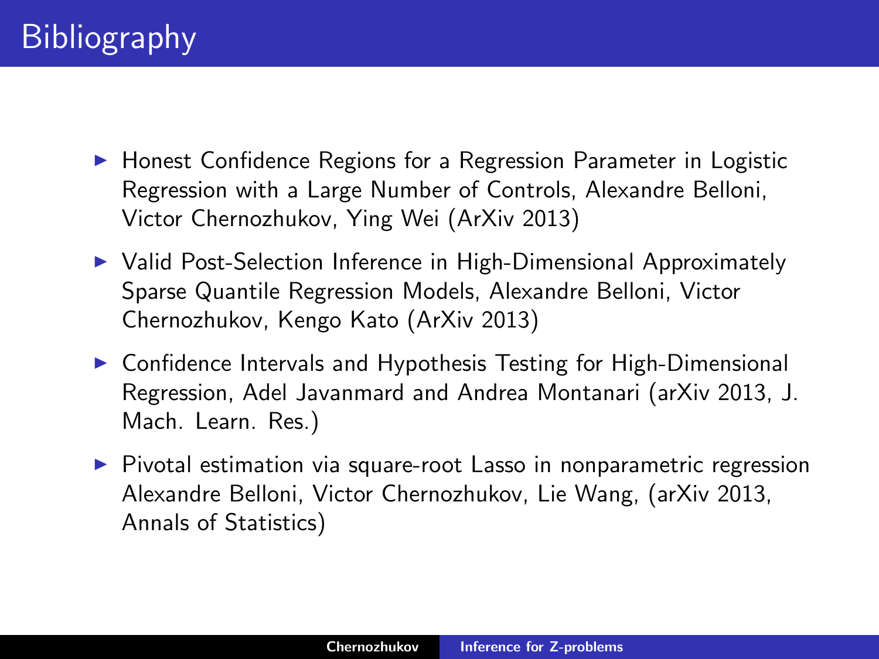# Bibliography

- Honest Confidence Regions for a Regression Parameter in Logistic Regression with a Large Number of Controls, Alexandre Belloni, Victor Chernozhukov, Ying Wei (ArXiv 2013)
- Valid Post-Selection Inference in High-Dimensional Approximately Sparse Quantile Regression Models, Alexandre Belloni, Victor Chernozhukov, Kengo Kato (ArXiv 2013)
- Confidence Intervals and Hypothesis Testing for High-Dimensional Regression, Adel Javanmard and Andrea Montanari (arXiv 2013, J. Mach. Learn. Res.)
- Pivotal estimation via square-root Lasso in nonparametric regression Alexandre Belloni, Victor Chernozhukov, Lie Wang, (arXiv 2013, Annals of Statistics)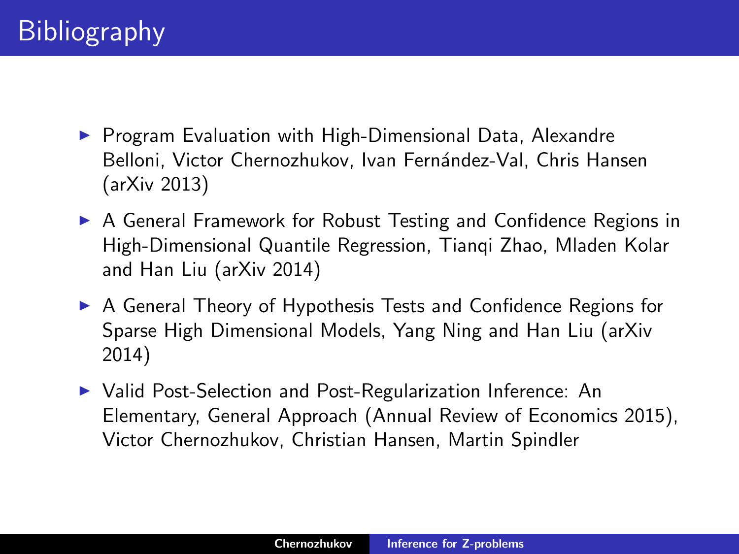# Bibliography

- Program Evaluation with High-Dimensional Data, Alexandre Belloni, Victor Chernozhukov, Ivan Fernández-Val, Chris Hansen (arXiv 2013)
- A General Framework for Robust Testing and Confidence Regions in High-Dimensional Quantile Regression, Tianqi Zhao, Mladen Kolar and Han Liu (arXiv 2014)
- A General Theory of Hypothesis Tests and Confidence Regions for Sparse High Dimensional Models, Yang Ning and Han Liu (arXiv 2014)
- Valid Post-Selection and Post-Regularization Inference: An Elementary, General Approach (Annual Review of Economics 2015), Victor Chernozhukov, Christian Hansen, Martin Spindler